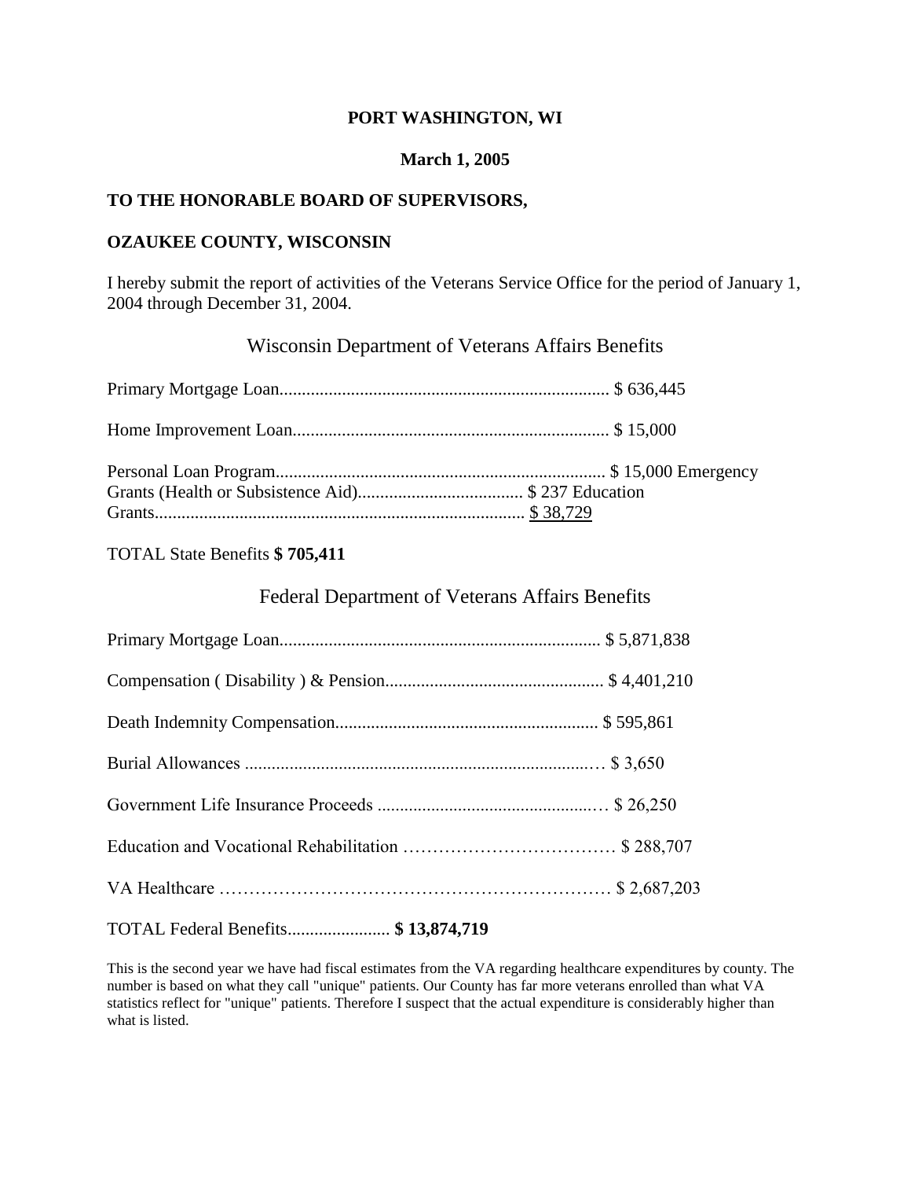**PORT WASHINGTON, WI**

**March 1, 2005**

**TO THE HONORABLE BOARD OF SUPERVISORS,**

**OZAUKEE COUNTY, WISCONSIN**

I hereby submit the report of activities of the Veterans Service Office for the period of January 1, 2004 through December 31, 2004.

## Wisconsin Department of Veterans Affairs Benefits

Primary Mortgage Loan.......................................................................... $ 636,445

Home Improvement Loan...................................................................... $ 15,000

Personal Loan Program.......................................................................... $ 15,000 Emergency Grants (Health or Subsistence Aid)..................................... $ 237 Education Grants................................................................................... $ 38,729

TOTAL State Benefits **$ 705,411**

## Federal Department of Veterans Affairs Benefits

Primary Mortgage Loan........................................................................ $ 5,871,838

Compensation ( Disability ) & Pension................................................. $ 4,401,210

Death Indemnity Compensation........................................................... $ 595,861

Burial Allowances ............................................................................… $ 3,650

Government Life Insurance Proceeds ..................................................… $ 26,250

Education and Vocational Rehabilitation ……………………………… $ 288,707

VA Healthcare ………………………………………………………… $ 2,687,203

TOTAL Federal Benefits....................... **$ 13,874,719**

This is the second year we have had fiscal estimates from the VA regarding healthcare expenditures by county. The number is based on what they call "unique" patients. Our County has far more veterans enrolled than what VA statistics reflect for "unique" patients. Therefore I suspect that the actual expenditure is considerably higher than what is listed.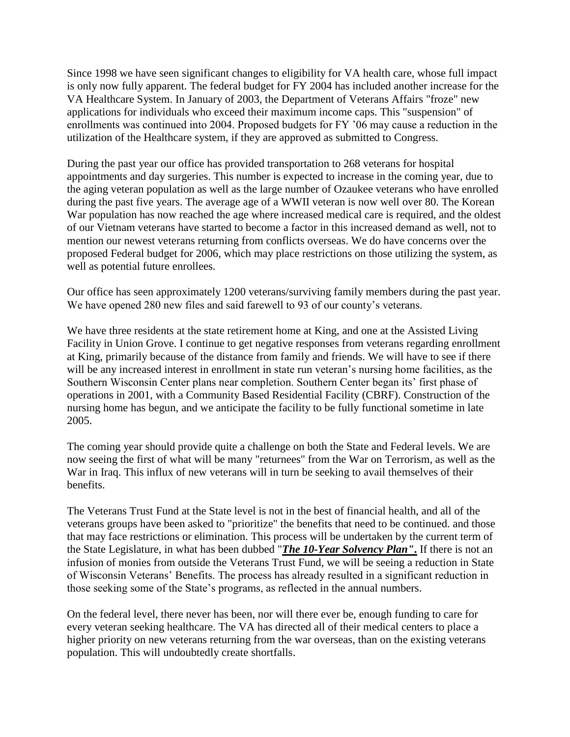Since 1998 we have seen significant changes to eligibility for VA health care, whose full impact is only now fully apparent. The federal budget for FY 2004 has included another increase for the VA Healthcare System. In January of 2003, the Department of Veterans Affairs "froze" new applications for individuals who exceed their maximum income caps. This "suspension" of enrollments was continued into 2004. Proposed budgets for FY '06 may cause a reduction in the utilization of the Healthcare system, if they are approved as submitted to Congress.

During the past year our office has provided transportation to 268 veterans for hospital appointments and day surgeries. This number is expected to increase in the coming year, due to the aging veteran population as well as the large number of Ozaukee veterans who have enrolled during the past five years. The average age of a WWII veteran is now well over 80. The Korean War population has now reached the age where increased medical care is required, and the oldest of our Vietnam veterans have started to become a factor in this increased demand as well, not to mention our newest veterans returning from conflicts overseas. We do have concerns over the proposed Federal budget for 2006, which may place restrictions on those utilizing the system, as well as potential future enrollees.

Our office has seen approximately 1200 veterans/surviving family members during the past year. We have opened 280 new files and said farewell to 93 of our county's veterans.

We have three residents at the state retirement home at King, and one at the Assisted Living Facility in Union Grove. I continue to get negative responses from veterans regarding enrollment at King, primarily because of the distance from family and friends. We will have to see if there will be any increased interest in enrollment in state run veteran's nursing home facilities, as the Southern Wisconsin Center plans near completion. Southern Center began its' first phase of operations in 2001, with a Community Based Residential Facility (CBRF). Construction of the nursing home has begun, and we anticipate the facility to be fully functional sometime in late 2005.

The coming year should provide quite a challenge on both the State and Federal levels. We are now seeing the first of what will be many "returnees" from the War on Terrorism, as well as the War in Iraq. This influx of new veterans will in turn be seeking to avail themselves of their benefits.

The Veterans Trust Fund at the State level is not in the best of financial health, and all of the veterans groups have been asked to "prioritize" the benefits that need to be continued. and those that may face restrictions or elimination. This process will be undertaken by the current term of the State Legislature, in what has been dubbed "***The 10-Year Solvency Plan"***. If there is not an infusion of monies from outside the Veterans Trust Fund, we will be seeing a reduction in State of Wisconsin Veterans' Benefits. The process has already resulted in a significant reduction in those seeking some of the State's programs, as reflected in the annual numbers.

On the federal level, there never has been, nor will there ever be, enough funding to care for every veteran seeking healthcare. The VA has directed all of their medical centers to place a higher priority on new veterans returning from the war overseas, than on the existing veterans population. This will undoubtedly create shortfalls.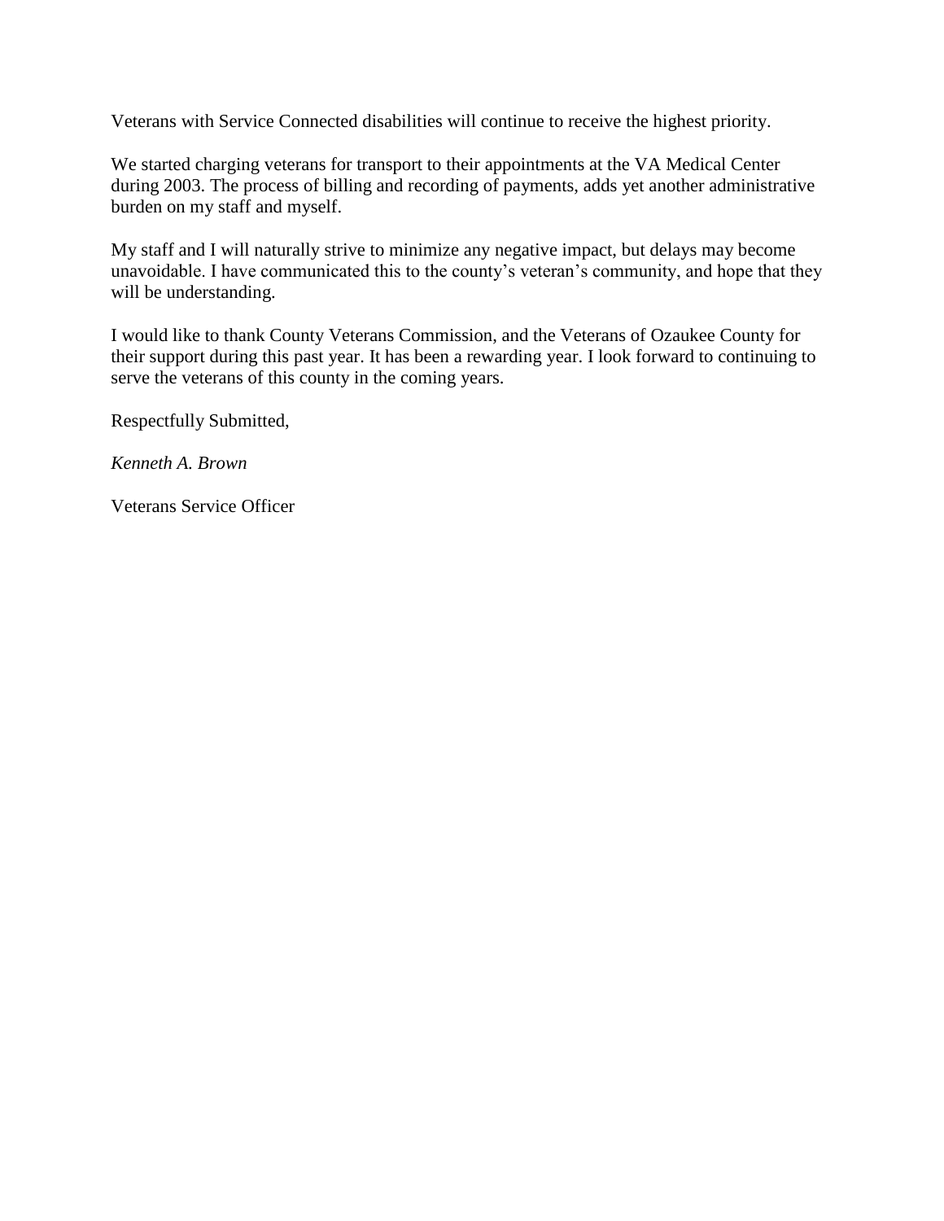Veterans with Service Connected disabilities will continue to receive the highest priority.

We started charging veterans for transport to their appointments at the VA Medical Center during 2003. The process of billing and recording of payments, adds yet another administrative burden on my staff and myself.

My staff and I will naturally strive to minimize any negative impact, but delays may become unavoidable. I have communicated this to the county's veteran's community, and hope that they will be understanding.

I would like to thank County Veterans Commission, and the Veterans of Ozaukee County for their support during this past year. It has been a rewarding year. I look forward to continuing to serve the veterans of this county in the coming years.

Respectfully Submitted,

*Kenneth A. Brown*

Veterans Service Officer